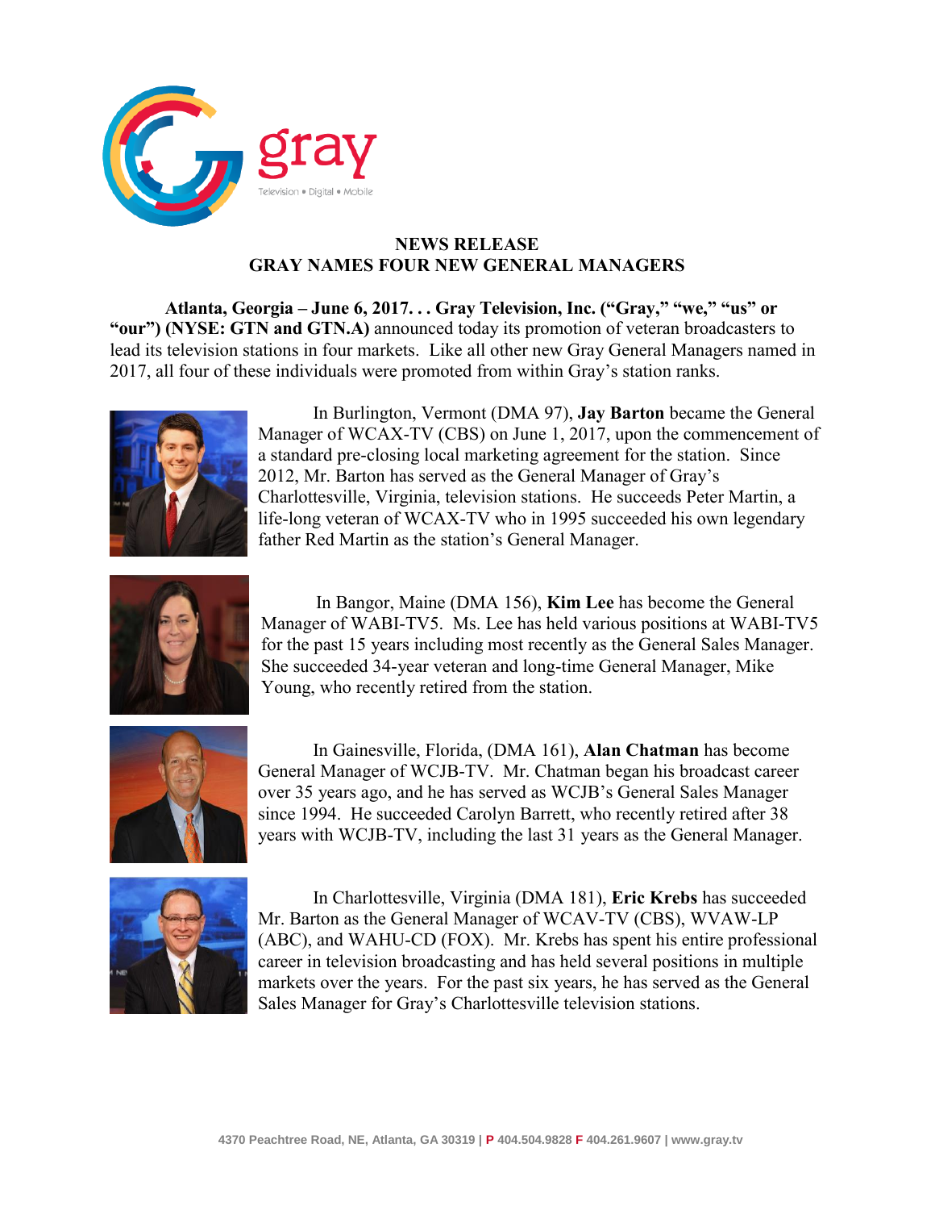# NEWS RELEASE

## GRAY NAMES FOUR NEW GENERAL MANAGERS

**Atlanta, Georgia – June 6, 2017. . . Gray Television, Inc. ("Gray," "we," "us" or "our") (NYSE: GTN and GTN.A)** announced today its promotion of veteran broadcasters to lead its television stations in four markets. Like all other new Gray General Managers named in 2017, all four of these individuals were promoted from within Gray's station ranks.

In Burlington, Vermont (DMA 97), **Jay Barton** became the General Manager of WCAX-TV (CBS) on June 1, 2017, upon the commencement of a standard pre-closing local marketing agreement for the station. Since 2012, Mr. Barton has served as the General Manager of Gray's Charlottesville, Virginia, television stations. He succeeds Peter Martin, a life-long veteran of WCAX-TV who in 1995 succeeded his own legendary father Red Martin as the station's General Manager.

In Bangor, Maine (DMA 156), **Kim Lee** has become the General Manager of WABI-TV5. Ms. Lee has held various positions at WABI-TV5 for the past 15 years including most recently as the General Sales Manager. She succeeded 34-year veteran and long-time General Manager, Mike Young, who recently retired from the station.

In Gainesville, Florida, (DMA 161), **Alan Chatman** has become General Manager of WCJB-TV. Mr. Chatman began his broadcast career over 35 years ago, and he has served as WCJB's General Sales Manager since 1994. He succeeded Carolyn Barrett, who recently retired after 38 years with WCJB-TV, including the last 31 years as the General Manager.

In Charlottesville, Virginia (DMA 181), **Eric Krebs** has succeeded Mr. Barton as the General Manager of WCAV-TV (CBS), WVAW-LP (ABC), and WAHU-CD (FOX). Mr. Krebs has spent his entire professional career in television broadcasting and has held several positions in multiple markets over the years. For the past six years, he has served as the General Sales Manager for Gray's Charlottesville television stations.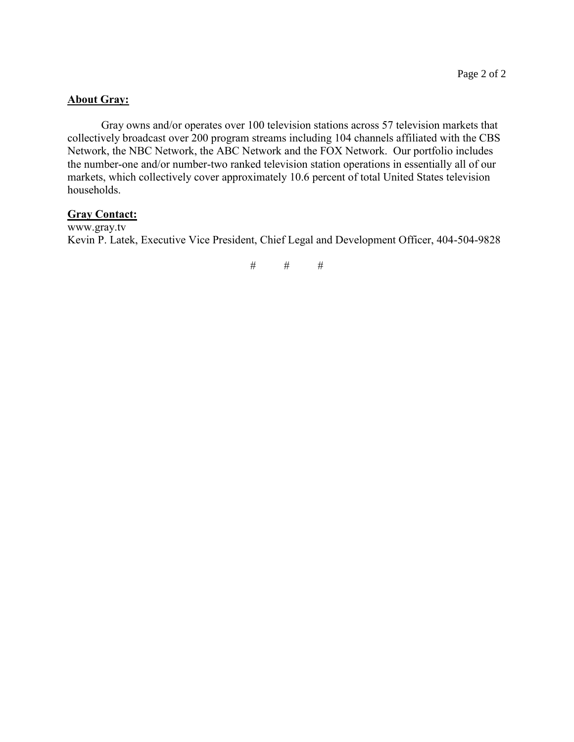**About Gray:**

Gray owns and/or operates over 100 television stations across 57 television markets that collectively broadcast over 200 program streams including 104 channels affiliated with the CBS Network, the NBC Network, the ABC Network and the FOX Network. Our portfolio includes the number-one and/or number-two ranked television station operations in essentially all of our markets, which collectively cover approximately 10.6 percent of total United States television households.

**Gray Contact:**

www.gray.tv
Kevin P. Latek, Executive Vice President, Chief Legal and Development Officer, 404-504-9828

#          #          #